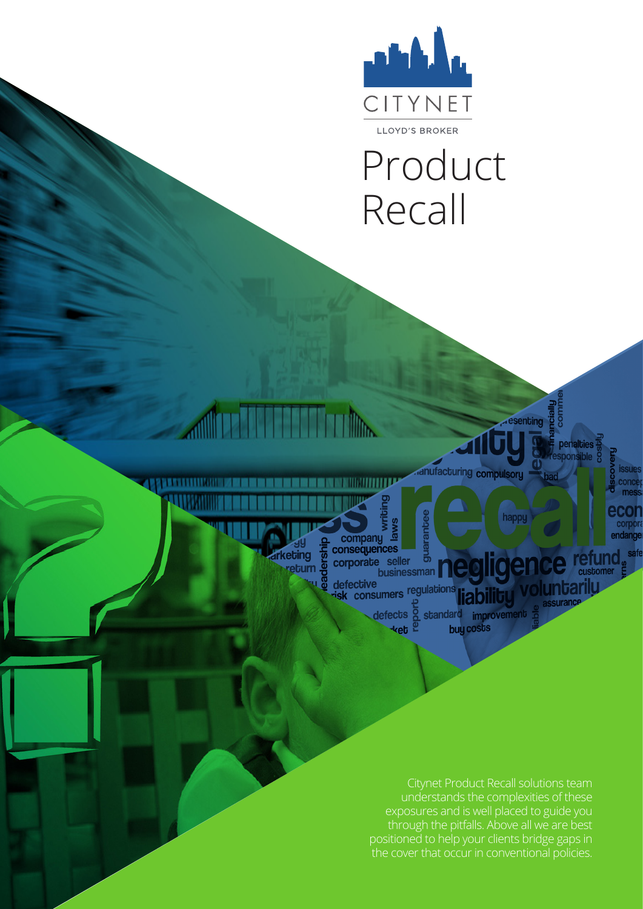CITYNET

LLOYD'S BROKER

# Product Recall

Citynet Product Recall solutions team understands the complexities of these exposures and is well placed to guide you through the pitfalls. Above all we are best positioned to help your clients bridge gaps in the cover that occur in conventional policies.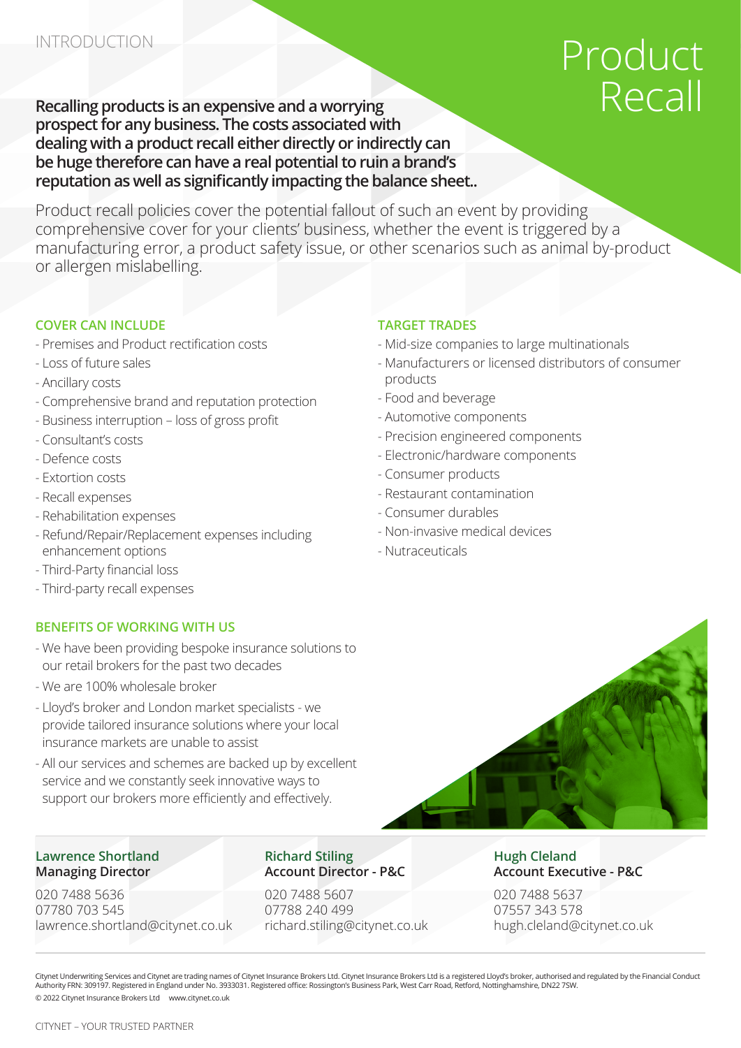INTRODUCTION

# Product Recall

**Recalling products is an expensive and a worrying prospect for any business. The costs associated with dealing with a product recall either directly or indirectly can be huge therefore can have a real potential to ruin a brand's reputation as well as significantly impacting the balance sheet..**

Product recall policies cover the potential fallout of such an event by providing comprehensive cover for your clients' business, whether the event is triggered by a manufacturing error, a product safety issue, or other scenarios such as animal by-product or allergen mislabelling.

## COVER CAN INCLUDE

- Premises and Product rectification costs
- Loss of future sales
- Ancillary costs
- Comprehensive brand and reputation protection
- Business interruption – loss of gross profit
- Consultant's costs
- Defence costs
- Extortion costs
- Recall expenses
- Rehabilitation expenses
- Refund/Repair/Replacement expenses including enhancement options
- Third-Party financial loss
- Third-party recall expenses

## TARGET TRADES

- Mid-size companies to large multinationals
- Manufacturers or licensed distributors of consumer products
- Food and beverage
- Automotive components
- Precision engineered components
- Electronic/hardware components
- Consumer products
- Restaurant contamination
- Consumer durables
- Non-invasive medical devices
- Nutraceuticals

## BENEFITS OF WORKING WITH US

- We have been providing bespoke insurance solutions to our retail brokers for the past two decades
- We are 100% wholesale broker
- Lloyd's broker and London market specialists - we provide tailored insurance solutions where your local insurance markets are unable to assist
- All our services and schemes are backed up by excellent service and we constantly seek innovative ways to support our brokers more efficiently and effectively.

**Lawrence Shortland**
**Managing Director**
020 7488 5636
07780 703 545
lawrence.shortland@citynet.co.uk

**Richard Stiling**
**Account Director - P&C**
020 7488 5607
07788 240 499
richard.stiling@citynet.co.uk

**Hugh Cleland**
**Account Executive - P&C**
020 7488 5637
07557 343 578
hugh.cleland@citynet.co.uk

Citynet Underwriting Services and Citynet are trading names of Citynet Insurance Brokers Ltd. Citynet Insurance Brokers Ltd is a registered Lloyd's broker, authorised and regulated by the Financial Conduct Authority FRN: 309197. Registered in England under No. 3933031. Registered office: Rossington's Business Park, West Carr Road, Retford, Nottinghamshire, DN22 7SW.
© 2022 Citynet Insurance Brokers Ltd www.citynet.co.uk

CITYNET – YOUR TRUSTED PARTNER